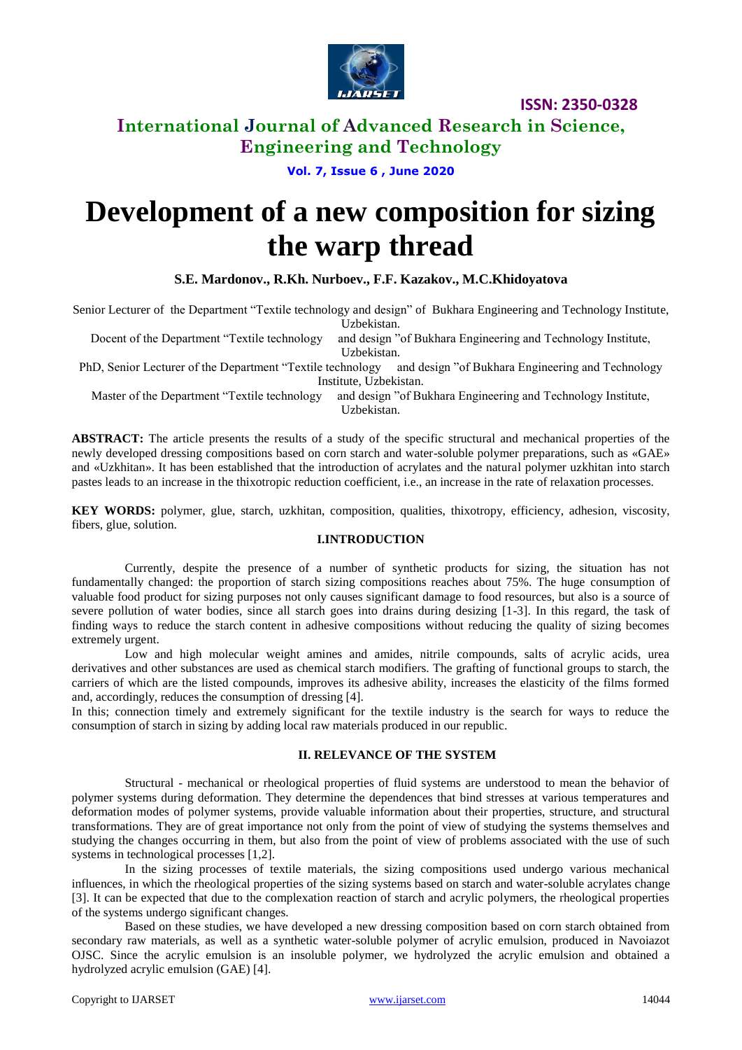# Development of a new composition for sizing the warp thread

**S.E. Mardonov., R.Kh. Nurboev., F.F. Kazakov., M.C.Khidoyatova**

Senior Lecturer of the Department "Textile technology and design" of Bukhara Engineering and Technology Institute, Uzbekistan.

Docent of the Department "Textile technology and design "of Bukhara Engineering and Technology Institute, Uzbekistan.

PhD, Senior Lecturer of the Department "Textile technology and design "of Bukhara Engineering and Technology Institute, Uzbekistan.

Master of the Department "Textile technology and design "of Bukhara Engineering and Technology Institute, Uzbekistan.

**ABSTRACT:** The article presents the results of a study of the specific structural and mechanical properties of the newly developed dressing compositions based on corn starch and water-soluble polymer preparations, such as «GAE» and «Uzkhitan». It has been established that the introduction of acrylates and the natural polymer uzkhitan into starch pastes leads to an increase in the thixotropic reduction coefficient, i.e., an increase in the rate of relaxation processes.

**KEY WORDS:** polymer, glue, starch, uzkhitan, composition, qualities, thixotropy, efficiency, adhesion, viscosity, fibers, glue, solution.

## I.INTRODUCTION

Currently, despite the presence of a number of synthetic products for sizing, the situation has not fundamentally changed: the proportion of starch sizing compositions reaches about 75%. The huge consumption of valuable food product for sizing purposes not only causes significant damage to food resources, but also is a source of severe pollution of water bodies, since all starch goes into drains during desizing [1-3]. In this regard, the task of finding ways to reduce the starch content in adhesive compositions without reducing the quality of sizing becomes extremely urgent.

Low and high molecular weight amines and amides, nitrile compounds, salts of acrylic acids, urea derivatives and other substances are used as chemical starch modifiers. The grafting of functional groups to starch, the carriers of which are the listed compounds, improves its adhesive ability, increases the elasticity of the films formed and, accordingly, reduces the consumption of dressing [4].

In this; connection timely and extremely significant for the textile industry is the search for ways to reduce the consumption of starch in sizing by adding local raw materials produced in our republic.

## II. RELEVANCE OF THE SYSTEM

Structural - mechanical or rheological properties of fluid systems are understood to mean the behavior of polymer systems during deformation. They determine the dependences that bind stresses at various temperatures and deformation modes of polymer systems, provide valuable information about their properties, structure, and structural transformations. They are of great importance not only from the point of view of studying the systems themselves and studying the changes occurring in them, but also from the point of view of problems associated with the use of such systems in technological processes [1,2].

In the sizing processes of textile materials, the sizing compositions used undergo various mechanical influences, in which the rheological properties of the sizing systems based on starch and water-soluble acrylates change [3]. It can be expected that due to the complexation reaction of starch and acrylic polymers, the rheological properties of the systems undergo significant changes.

Based on these studies, we have developed a new dressing composition based on corn starch obtained from secondary raw materials, as well as a synthetic water-soluble polymer of acrylic emulsion, produced in Navoiazot OJSC. Since the acrylic emulsion is an insoluble polymer, we hydrolyzed the acrylic emulsion and obtained a hydrolyzed acrylic emulsion (GAE) [4].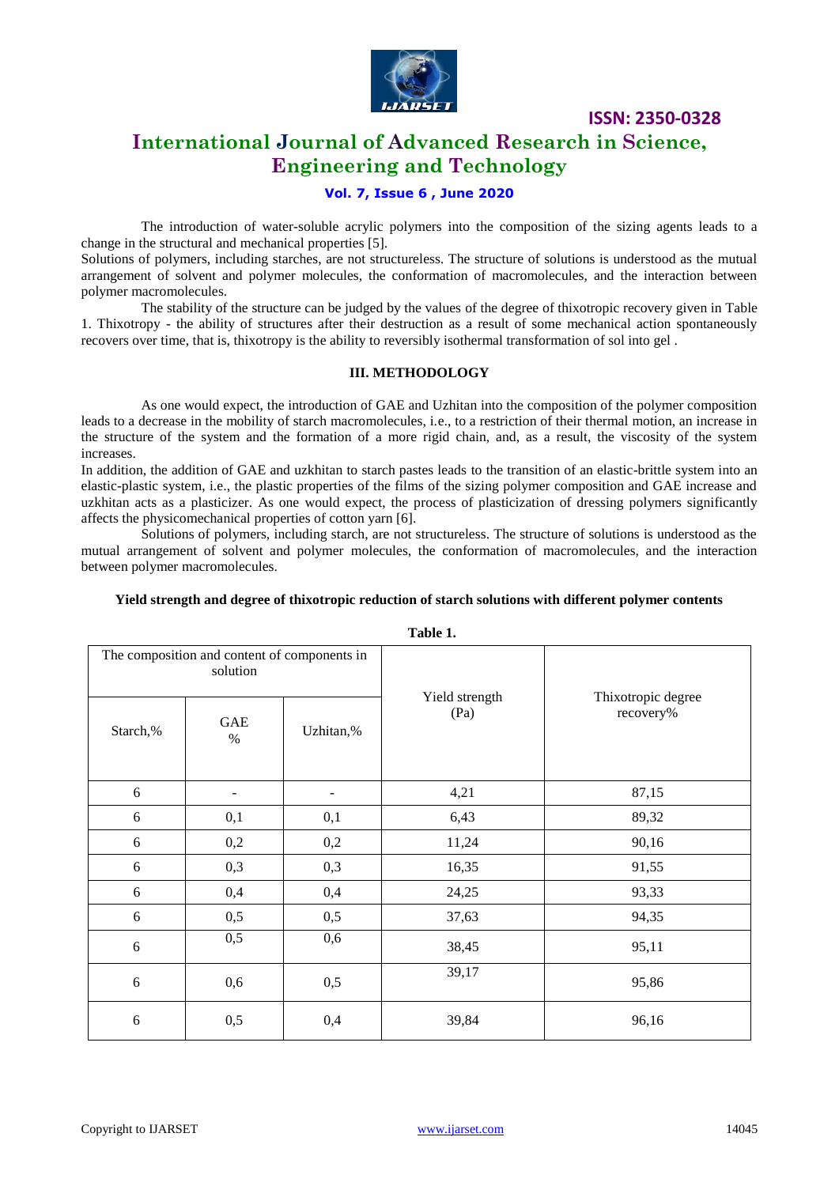The introduction of water-soluble acrylic polymers into the composition of the sizing agents leads to a change in the structural and mechanical properties [5].

Solutions of polymers, including starches, are not structureless. The structure of solutions is understood as the mutual arrangement of solvent and polymer molecules, the conformation of macromolecules, and the interaction between polymer macromolecules.

The stability of the structure can be judged by the values of the degree of thixotropic recovery given in Table 1. Thixotropy - the ability of structures after their destruction as a result of some mechanical action spontaneously recovers over time, that is, thixotropy is the ability to reversibly isothermal transformation of sol into gel .

## III. METHODOLOGY

As one would expect, the introduction of GAE and Uzhitan into the composition of the polymer composition leads to a decrease in the mobility of starch macromolecules, i.e., to a restriction of their thermal motion, an increase in the structure of the system and the formation of a more rigid chain, and, as a result, the viscosity of the system increases.

In addition, the addition of GAE and uzkhitan to starch pastes leads to the transition of an elastic-brittle system into an elastic-plastic system, i.e., the plastic properties of the films of the sizing polymer composition and GAE increase and uzkhitan acts as a plasticizer. As one would expect, the process of plasticization of dressing polymers significantly affects the physicomechanical properties of cotton yarn [6].

Solutions of polymers, including starch, are not structureless. The structure of solutions is understood as the mutual arrangement of solvent and polymer molecules, the conformation of macromolecules, and the interaction between polymer macromolecules.

**Yield strength and degree of thixotropic reduction of starch solutions with different polymer contents**

**Table 1.**

| The composition and content of components in solution | | | Yield strength (Pa) | Thixotropic degree recovery% |
|---|---|---|---|---|
| Starch,% | GAE % | Uzhitan,% | | |
| 6 | - | - | 4,21 | 87,15 |
| 6 | 0,1 | 0,1 | 6,43 | 89,32 |
| 6 | 0,2 | 0,2 | 11,24 | 90,16 |
| 6 | 0,3 | 0,3 | 16,35 | 91,55 |
| 6 | 0,4 | 0,4 | 24,25 | 93,33 |
| 6 | 0,5 | 0,5 | 37,63 | 94,35 |
| 6 | 0,5 | 0,6 | 38,45 | 95,11 |
| 6 | 0,6 | 0,5 | 39,17 | 95,86 |
| 6 | 0,5 | 0,4 | 39,84 | 96,16 |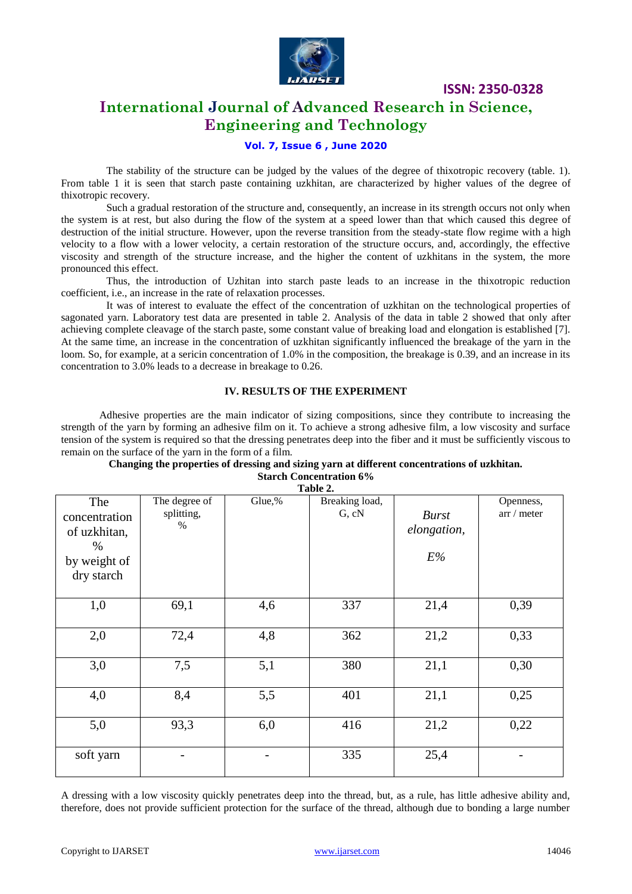The stability of the structure can be judged by the values of the degree of thixotropic recovery (table. 1). From table 1 it is seen that starch paste containing uzkhitan, are characterized by higher values of the degree of thixotropic recovery.

Such a gradual restoration of the structure and, consequently, an increase in its strength occurs not only when the system is at rest, but also during the flow of the system at a speed lower than that which caused this degree of destruction of the initial structure. However, upon the reverse transition from the steady-state flow regime with a high velocity to a flow with a lower velocity, a certain restoration of the structure occurs, and, accordingly, the effective viscosity and strength of the structure increase, and the higher the content of uzkhitans in the system, the more pronounced this effect.

Thus, the introduction of Uzhitan into starch paste leads to an increase in the thixotropic reduction coefficient, i.e., an increase in the rate of relaxation processes.

It was of interest to evaluate the effect of the concentration of uzkhitan on the technological properties of sagonated yarn. Laboratory test data are presented in table 2. Analysis of the data in table 2 showed that only after achieving complete cleavage of the starch paste, some constant value of breaking load and elongation is established [7]. At the same time, an increase in the concentration of uzkhitan significantly influenced the breakage of the yarn in the loom. So, for example, at a sericin concentration of 1.0% in the composition, the breakage is 0.39, and an increase in its concentration to 3.0% leads to a decrease in breakage to 0.26.

## IV. RESULTS OF THE EXPERIMENT

Adhesive properties are the main indicator of sizing compositions, since they contribute to increasing the strength of the yarn by forming an adhesive film on it. To achieve a strong adhesive film, a low viscosity and surface tension of the system is required so that the dressing penetrates deep into the fiber and it must be sufficiently viscous to remain on the surface of the yarn in the form of a film.

**Changing the properties of dressing and sizing yarn at different concentrations of uzkhitan. Starch Concentration 6%**

**Table 2.**

| The concentration of uzkhitan, % by weight of dry starch | The degree of splitting, % | Glue,% | Breaking load, G, cN | *Burst elongation, E%* | Openness, arr / meter |
|---|---|---|---|---|---|
| 1,0 | 69,1 | 4,6 | 337 | 21,4 | 0,39 |
| 2,0 | 72,4 | 4,8 | 362 | 21,2 | 0,33 |
| 3,0 | 7,5 | 5,1 | 380 | 21,1 | 0,30 |
| 4,0 | 8,4 | 5,5 | 401 | 21,1 | 0,25 |
| 5,0 | 93,3 | 6,0 | 416 | 21,2 | 0,22 |
| soft yarn | - | - | 335 | 25,4 | - |

A dressing with a low viscosity quickly penetrates deep into the thread, but, as a rule, has little adhesive ability and, therefore, does not provide sufficient protection for the surface of the thread, although due to bonding a large number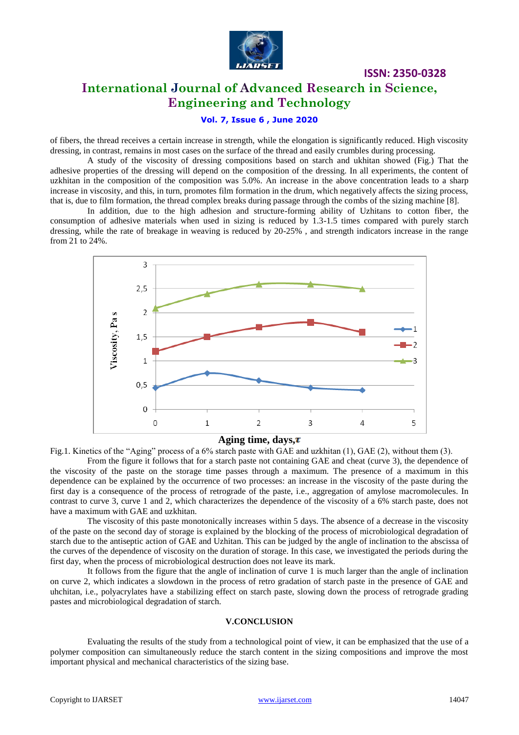of fibers, the thread receives a certain increase in strength, while the elongation is significantly reduced. High viscosity dressing, in contrast, remains in most cases on the surface of the thread and easily crumbles during processing.

A study of the viscosity of dressing compositions based on starch and ukhitan showed (Fig.) That the adhesive properties of the dressing will depend on the composition of the dressing. In all experiments, the content of uzkhitan in the composition of the composition was 5.0%. An increase in the above concentration leads to a sharp increase in viscosity, and this, in turn, promotes film formation in the drum, which negatively affects the sizing process, that is, due to film formation, the thread complex breaks during passage through the combs of the sizing machine [8].

In addition, due to the high adhesion and structure-forming ability of Uzhitans to cotton fiber, the consumption of adhesive materials when used in sizing is reduced by 1.3-1.5 times compared with purely starch dressing, while the rate of breakage in weaving is reduced by 20-25% , and strength indicators increase in the range from 21 to 24%.

Fig.1. Kinetics of the "Aging" process of a 6% starch paste with GAE and uzkhitan (1), GAE (2), without them (3).

From the figure it follows that for a starch paste not containing GAE and cheat (curve 3), the dependence of the viscosity of the paste on the storage time passes through a maximum. The presence of a maximum in this dependence can be explained by the occurrence of two processes: an increase in the viscosity of the paste during the first day is a consequence of the process of retrograde of the paste, i.e., aggregation of amylose macromolecules. In contrast to curve 3, curve 1 and 2, which characterizes the dependence of the viscosity of a 6% starch paste, does not have a maximum with GAE and uzkhitan.

The viscosity of this paste monotonically increases within 5 days. The absence of a decrease in the viscosity of the paste on the second day of storage is explained by the blocking of the process of microbiological degradation of starch due to the antiseptic action of GAE and Uzhitan. This can be judged by the angle of inclination to the abscissa of the curves of the dependence of viscosity on the duration of storage. In this case, we investigated the periods during the first day, when the process of microbiological destruction does not leave its mark.

It follows from the figure that the angle of inclination of curve 1 is much larger than the angle of inclination on curve 2, which indicates a slowdown in the process of retro gradation of starch paste in the presence of GAE and uhchitan, i.e., polyacrylates have a stabilizing effect on starch paste, slowing down the process of retrograde grading pastes and microbiological degradation of starch.

## V.CONCLUSION

Evaluating the results of the study from a technological point of view, it can be emphasized that the use of a polymer composition can simultaneously reduce the starch content in the sizing compositions and improve the most important physical and mechanical characteristics of the sizing base.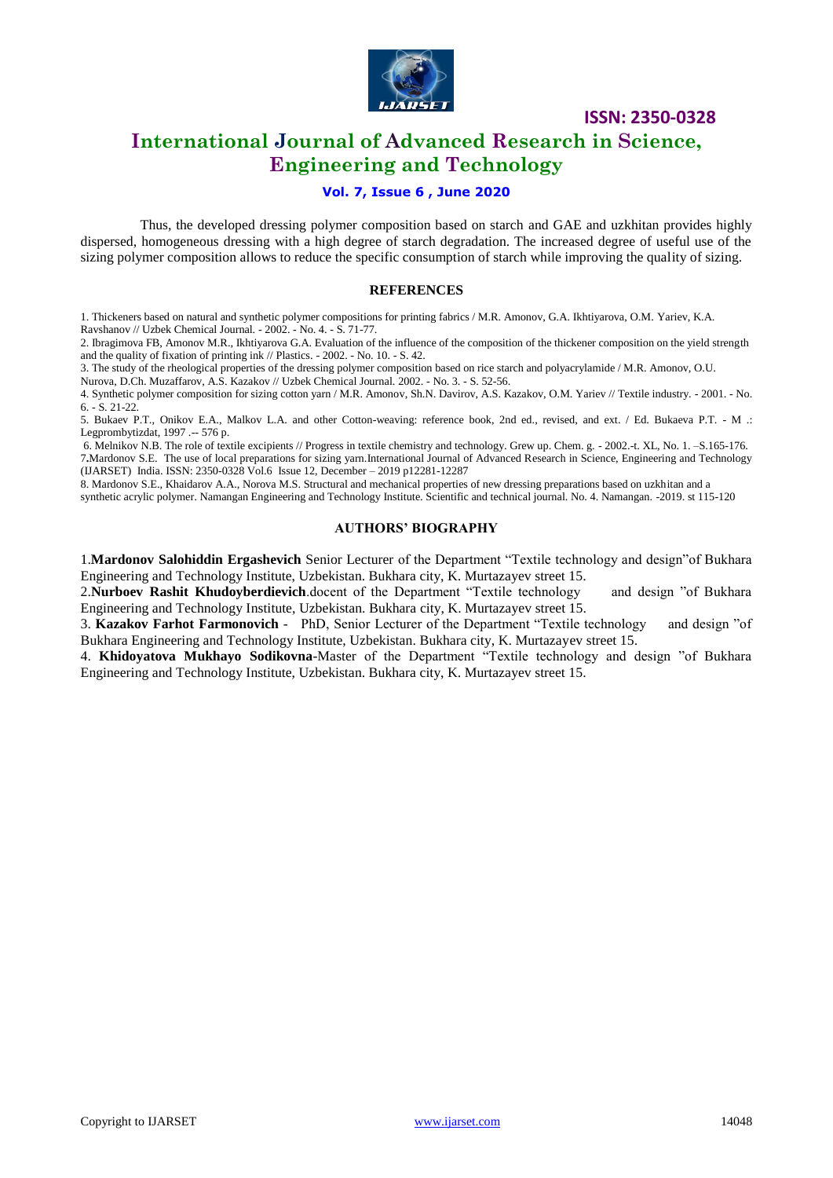Thus, the developed dressing polymer composition based on starch and GAE and uzkhitan provides highly dispersed, homogeneous dressing with a high degree of starch degradation. The increased degree of useful use of the sizing polymer composition allows to reduce the specific consumption of starch while improving the quality of sizing.

## REFERENCES

1. Thickeners based on natural and synthetic polymer compositions for printing fabrics / M.R. Amonov, G.A. Ikhtiyarova, O.M. Yariev, K.A. Ravshanov // Uzbek Chemical Journal. - 2002. - No. 4. - S. 71-77.
2. Ibragimova FB, Amonov M.R., Ikhtiyarova G.A. Evaluation of the influence of the composition of the thickener composition on the yield strength and the quality of fixation of printing ink // Plastics. - 2002. - No. 10. - S. 42.
3. The study of the rheological properties of the dressing polymer composition based on rice starch and polyacrylamide / M.R. Amonov, O.U. Nurova, D.Ch. Muzaffarov, A.S. Kazakov // Uzbek Chemical Journal. 2002. - No. 3. - S. 52-56.
4. Synthetic polymer composition for sizing cotton yarn / M.R. Amonov, Sh.N. Davirov, A.S. Kazakov, O.M. Yariev // Textile industry. - 2001. - No. 6. - S. 21-22.
5. Bukaev P.T., Onikov E.A., Malkov L.A. and other Cotton-weaving: reference book, 2nd ed., revised, and ext. / Ed. Bukaeva P.T. - M .: Legprombytizdat, 1997 .-- 576 p.
6. Melnikov N.B. The role of textile excipients // Progress in textile chemistry and technology. Grew up. Chem. g. - 2002.-t. XL, No. 1. –S.165-176.
7. Mardonov S.E. The use of local preparations for sizing yarn.International Journal of Advanced Research in Science, Engineering and Technology (IJARSET) India. ISSN: 2350-0328 Vol.6 Issue 12, December – 2019 p12281-12287
8. Mardonov S.E., Khaidarov A.A., Norova M.S. Structural and mechanical properties of new dressing preparations based on uzkhitan and a synthetic acrylic polymer. Namangan Engineering and Technology Institute. Scientific and technical journal. No. 4. Namangan. -2019. st 115-120

## AUTHORS' BIOGRAPHY

1. **Mardonov Salohiddin Ergashevich** Senior Lecturer of the Department "Textile technology and design"of Bukhara Engineering and Technology Institute, Uzbekistan. Bukhara city, K. Murtazayev street 15.
2. **Nurboev Rashit Khudoyberdievich**.docent of the Department "Textile technology and design "of Bukhara Engineering and Technology Institute, Uzbekistan. Bukhara city, K. Murtazayev street 15.
3. **Kazakov Farhot Farmonovich** - PhD, Senior Lecturer of the Department "Textile technology and design "of Bukhara Engineering and Technology Institute, Uzbekistan. Bukhara city, K. Murtazayev street 15.
4. **Khidoyatova Mukhayo Sodikovna**-Master of the Department "Textile technology and design "of Bukhara Engineering and Technology Institute, Uzbekistan. Bukhara city, K. Murtazayev street 15.